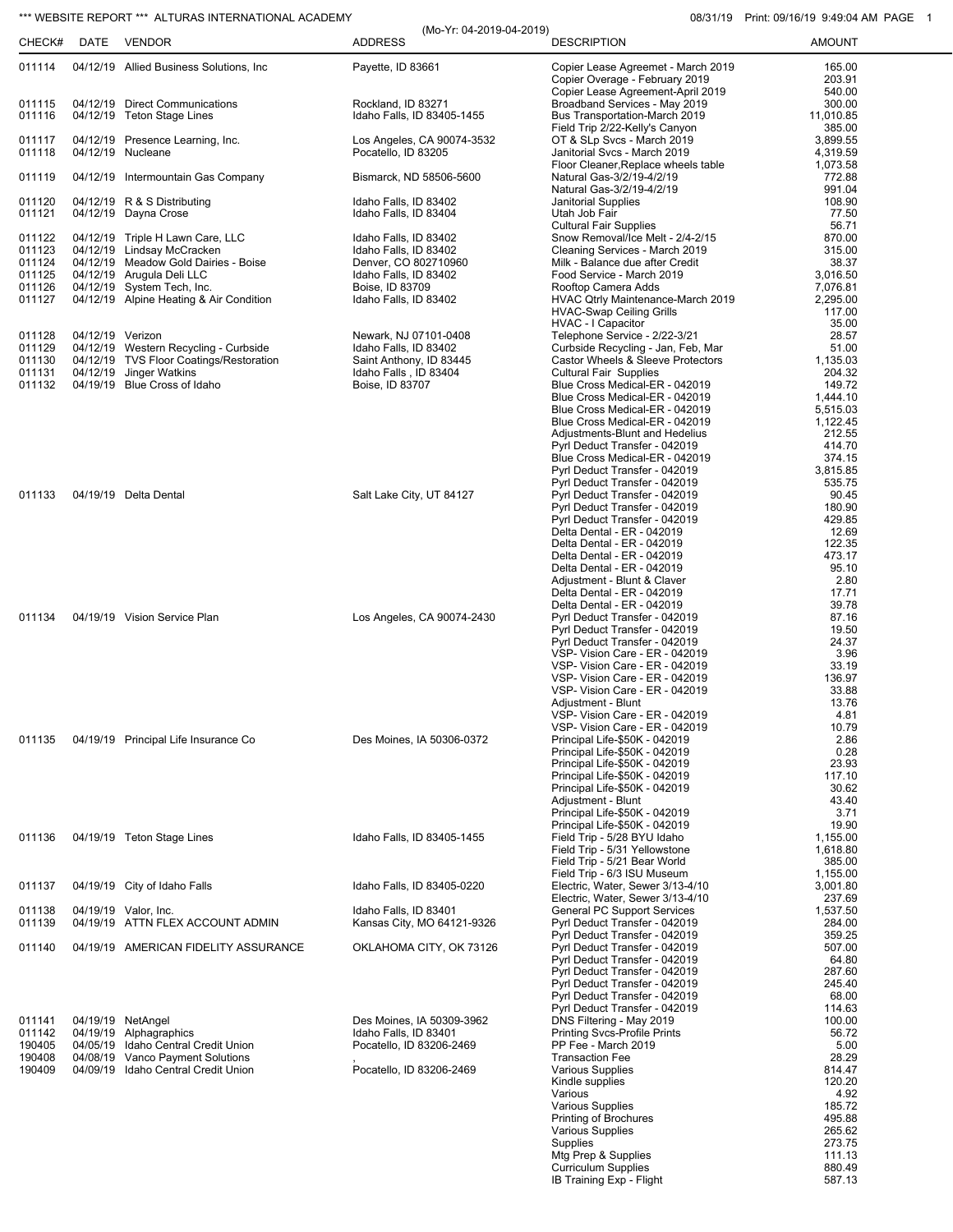*** WEBSITE REPORT *** ALTURAS INTERNATIONAL ACADEMY

08/31/19 Print: 09/16/19 9:49:04 AM

(Mo-Yr: 04-2019-04-2019)

| CHECK# | DATE | VENDOR | ADDRESS | DESCRIPTION | AMOUNT |
|---|---|---|---|---|---|
| 011114 | 04/12/19 | Allied Business Solutions, Inc | Payette, ID 83661 | Copier Lease Agreemet - March 2019 | 165.00 |
| | | | | Copier Overage - February 2019 | 203.91 |
| | | | | Copier Lease Agreement-April 2019 | 540.00 |
| 011115 | 04/12/19 | Direct Communications | Rockland, ID 83271 | Broadband Services - May 2019 | 300.00 |
| 011116 | 04/12/19 | Teton Stage Lines | Idaho Falls, ID 83405-1455 | Bus Transportation-March 2019 | 11,010.85 |
| | | | | Field Trip 2/22-Kelly's Canyon | 385.00 |
| 011117 | 04/12/19 | Presence Learning, Inc. | Los Angeles, CA 90074-3532 | OT & SLp Svcs - March 2019 | 3,899.55 |
| 011118 | 04/12/19 | Nucleane | Pocatello, ID 83205 | Janitorial Svcs - March 2019 | 4,319.59 |
| | | | | Floor Cleaner,Replace wheels table | 1,073.58 |
| 011119 | 04/12/19 | Intermountain Gas Company | Bismarck, ND 58506-5600 | Natural Gas-3/2/19-4/2/19 | 772.88 |
| | | | | Natural Gas-3/2/19-4/2/19 | 991.04 |
| 011120 | 04/12/19 | R & S Distributing | Idaho Falls, ID 83402 | Janitorial Supplies | 108.90 |
| 011121 | 04/12/19 | Dayna Crose | Idaho Falls, ID 83404 | Utah Job Fair | 77.50 |
| | | | | Cultural Fair Supplies | 56.71 |
| 011122 | 04/12/19 | Triple H Lawn Care, LLC | Idaho Falls, ID 83402 | Snow Removal/Ice Melt - 2/4-2/15 | 870.00 |
| 011123 | 04/12/19 | Lindsay McCracken | Idaho Falls, ID 83402 | Cleaning Services - March 2019 | 315.00 |
| 011124 | 04/12/19 | Meadow Gold Dairies - Boise | Denver, CO 802710960 | Milk - Balance due after Credit | 38.37 |
| 011125 | 04/12/19 | Arugula Deli LLC | Idaho Falls, ID 83402 | Food Service - March 2019 | 3,016.50 |
| 011126 | 04/12/19 | System Tech, Inc. | Boise, ID 83709 | Rooftop Camera Adds | 7,076.81 |
| 011127 | 04/12/19 | Alpine Heating & Air Condition | Idaho Falls, ID 83402 | HVAC Qtrly Maintenance-March 2019 | 2,295.00 |
| | | | | HVAC-Swap Ceiling Grills | 117.00 |
| | | | | HVAC - I Capacitor | 35.00 |
| 011128 | 04/12/19 | Verizon | Newark, NJ 07101-0408 | Telephone Service - 2/22-3/21 | 28.57 |
| 011129 | 04/12/19 | Western Recycling - Curbside | Idaho Falls, ID 83402 | Curbside Recycling - Jan, Feb, Mar | 51.00 |
| 011130 | 04/12/19 | TVS Floor Coatings/Restoration | Saint Anthony, ID 83445 | Castor Wheels & Sleeve Protectors | 1,135.03 |
| 011131 | 04/12/19 | Jinger Watkins | Idaho Falls , ID 83404 | Cultural Fair Supplies | 204.32 |
| 011132 | 04/19/19 | Blue Cross of Idaho | Boise, ID 83707 | Blue Cross Medical-ER - 042019 | 149.72 |
| | | | | Blue Cross Medical-ER - 042019 | 1,444.10 |
| | | | | Blue Cross Medical-ER - 042019 | 5,515.03 |
| | | | | Blue Cross Medical-ER - 042019 | 1,122.45 |
| | | | | Adjustments-Blunt and Hedelius | 212.55 |
| | | | | Pyrl Deduct Transfer - 042019 | 414.70 |
| | | | | Blue Cross Medical-ER - 042019 | 374.15 |
| | | | | Pyrl Deduct Transfer - 042019 | 3,815.85 |
| | | | | Pyrl Deduct Transfer - 042019 | 535.75 |
| 011133 | 04/19/19 | Delta Dental | Salt Lake City, UT 84127 | Pyrl Deduct Transfer - 042019 | 90.45 |
| | | | | Pyrl Deduct Transfer - 042019 | 180.90 |
| | | | | Pyrl Deduct Transfer - 042019 | 429.85 |
| | | | | Delta Dental - ER - 042019 | 12.69 |
| | | | | Delta Dental - ER - 042019 | 122.35 |
| | | | | Delta Dental - ER - 042019 | 473.17 |
| | | | | Delta Dental - ER - 042019 | 95.10 |
| | | | | Adjustment - Blunt & Claver | 2.80 |
| | | | | Delta Dental - ER - 042019 | 17.71 |
| | | | | Delta Dental - ER - 042019 | 39.78 |
| 011134 | 04/19/19 | Vision Service Plan | Los Angeles, CA 90074-2430 | Pyrl Deduct Transfer - 042019 | 87.16 |
| | | | | Pyrl Deduct Transfer - 042019 | 19.50 |
| | | | | Pyrl Deduct Transfer - 042019 | 24.37 |
| | | | | VSP- Vision Care - ER - 042019 | 3.96 |
| | | | | VSP- Vision Care - ER - 042019 | 33.19 |
| | | | | VSP- Vision Care - ER - 042019 | 136.97 |
| | | | | VSP- Vision Care - ER - 042019 | 33.88 |
| | | | | Adjustment - Blunt | 13.76 |
| | | | | VSP- Vision Care - ER - 042019 | 4.81 |
| | | | | VSP- Vision Care - ER - 042019 | 10.79 |
| 011135 | 04/19/19 | Principal Life Insurance Co | Des Moines, IA 50306-0372 | Principal Life-$50K - 042019 | 2.86 |
| | | | | Principal Life-$50K - 042019 | 0.28 |
| | | | | Principal Life-$50K - 042019 | 23.93 |
| | | | | Principal Life-$50K - 042019 | 117.10 |
| | | | | Principal Life-$50K - 042019 | 30.62 |
| | | | | Adjustment - Blunt | 43.40 |
| | | | | Principal Life-$50K - 042019 | 3.71 |
| | | | | Principal Life-$50K - 042019 | 19.90 |
| 011136 | 04/19/19 | Teton Stage Lines | Idaho Falls, ID 83405-1455 | Field Trip - 5/28 BYU Idaho | 1,155.00 |
| | | | | Field Trip - 5/31 Yellowstone | 1,618.80 |
| | | | | Field Trip - 5/21 Bear World | 385.00 |
| | | | | Field Trip - 6/3 ISU Museum | 1,155.00 |
| 011137 | 04/19/19 | City of Idaho Falls | Idaho Falls, ID 83405-0220 | Electric, Water, Sewer 3/13-4/10 | 3,001.80 |
| | | | | Electric, Water, Sewer 3/13-4/10 | 237.69 |
| 011138 | 04/19/19 | Valor, Inc. | Idaho Falls, ID 83401 | General PC Support Services | 1,537.50 |
| 011139 | 04/19/19 | ATTN FLEX ACCOUNT ADMIN | Kansas City, MO 64121-9326 | Pyrl Deduct Transfer - 042019 | 284.00 |
| | | | | Pyrl Deduct Transfer - 042019 | 359.25 |
| 011140 | 04/19/19 | AMERICAN FIDELITY ASSURANCE | OKLAHOMA CITY, OK 73126 | Pyrl Deduct Transfer - 042019 | 507.00 |
| | | | | Pyrl Deduct Transfer - 042019 | 64.80 |
| | | | | Pyrl Deduct Transfer - 042019 | 287.60 |
| | | | | Pyrl Deduct Transfer - 042019 | 245.40 |
| | | | | Pyrl Deduct Transfer - 042019 | 68.00 |
| | | | | Pyrl Deduct Transfer - 042019 | 114.63 |
| 011141 | 04/19/19 | NetAngel | Des Moines, IA 50309-3962 | DNS Filtering - May 2019 | 100.00 |
| 011142 | 04/19/19 | Alphagraphics | Idaho Falls, ID 83401 | Printing Svcs-Profile Prints | 56.72 |
| 190405 | 04/05/19 | Idaho Central Credit Union | Pocatello, ID 83206-2469 | PP Fee - March 2019 | 5.00 |
| 190408 | 04/08/19 | Vanco Payment Solutions | , | Transaction Fee | 28.29 |
| 190409 | 04/09/19 | Idaho Central Credit Union | Pocatello, ID 83206-2469 | Various Supplies | 814.47 |
| | | | | Kindle supplies | 120.20 |
| | | | | Various | 4.92 |
| | | | | Various Supplies | 185.72 |
| | | | | Printing of Brochures | 495.88 |
| | | | | Various Supplies | 265.62 |
| | | | | Supplies | 273.75 |
| | | | | Mtg Prep & Supplies | 111.13 |
| | | | | Curriculum Supplies | 880.49 |
| | | | | IB Training Exp - Flight | 587.13 |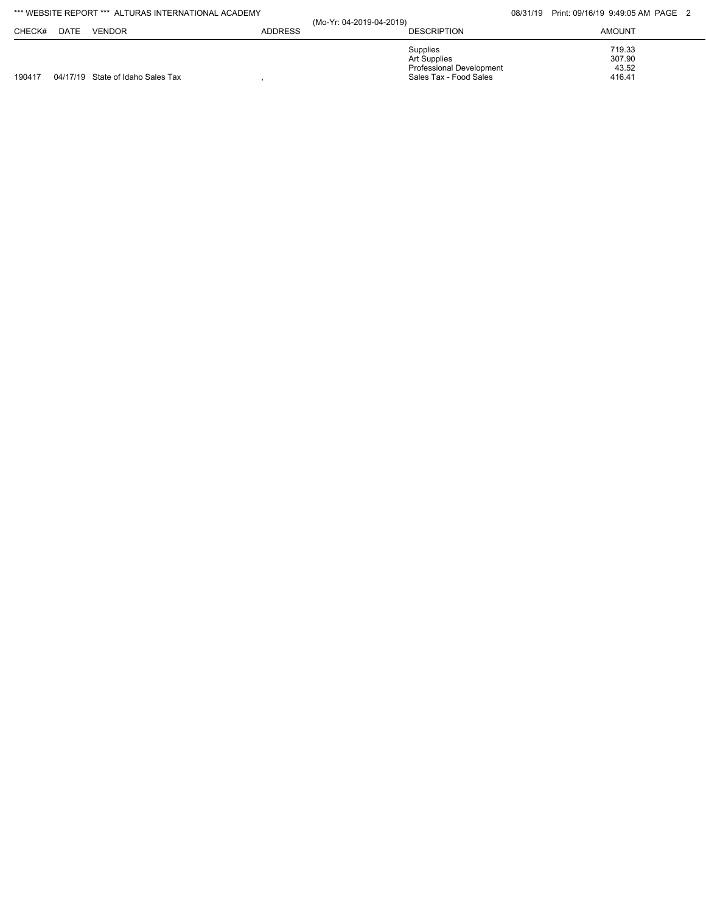| CHECK# | DATE | VENDOR | ADDRESS | DESCRIPTION | AMOUNT |
|---|---|---|---|---|---|
| | | | | Supplies | 719.33 |
| | | | | Art Supplies | 307.90 |
| | | | | Professional Development | 43.52 |
| 190417 | 04/17/19 | State of Idaho Sales Tax | , | Sales Tax - Food Sales | 416.41 |